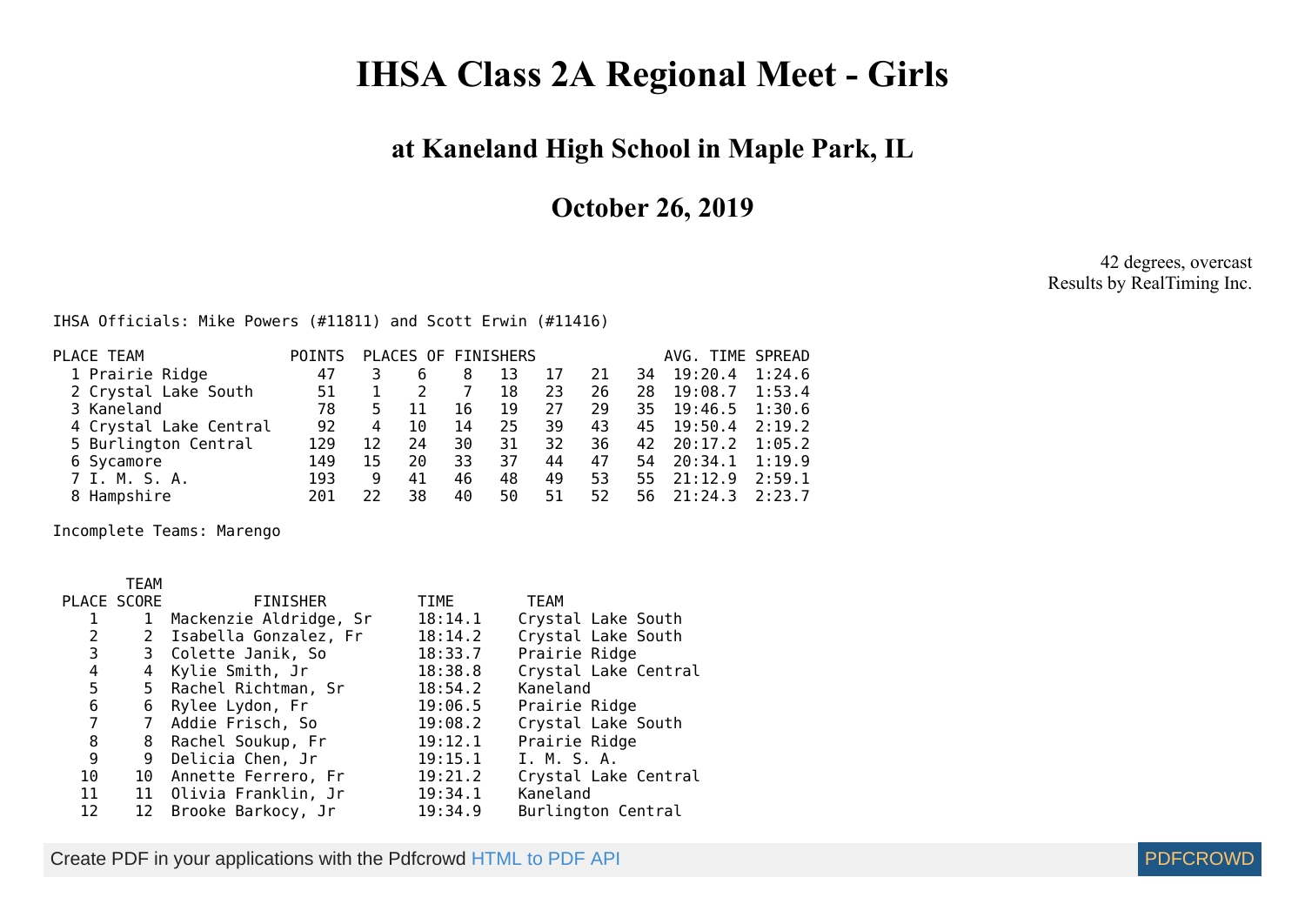# IHSA Class 2A Regional Meet - Girls

## at Kaneland High School in Maple Park, IL

## October 26, 2019

42 degrees, overcast
Results by RealTiming Inc.

IHSA Officials: Mike Powers (#11811) and Scott Erwin (#11416)

| PLACE | TEAM | POINTS | PLACES OF FINISHERS | | | | | | | AVG. TIME | SPREAD |
|---|---|---|---|---|---|---|---|---|---|---|---|
| 1 | Prairie Ridge | 47 | 3 | 6 | 8 | 13 | 17 | 21 | 34 | 19:20.4 | 1:24.6 |
| 2 | Crystal Lake South | 51 | 1 | 2 | 7 | 18 | 23 | 26 | 28 | 19:08.7 | 1:53.4 |
| 3 | Kaneland | 78 | 5 | 11 | 16 | 19 | 27 | 29 | 35 | 19:46.5 | 1:30.6 |
| 4 | Crystal Lake Central | 92 | 4 | 10 | 14 | 25 | 39 | 43 | 45 | 19:50.4 | 2:19.2 |
| 5 | Burlington Central | 129 | 12 | 24 | 30 | 31 | 32 | 36 | 42 | 20:17.2 | 1:05.2 |
| 6 | Sycamore | 149 | 15 | 20 | 33 | 37 | 44 | 47 | 54 | 20:34.1 | 1:19.9 |
| 7 | I. M. S. A. | 193 | 9 | 41 | 46 | 48 | 49 | 53 | 55 | 21:12.9 | 2:59.1 |
| 8 | Hampshire | 201 | 22 | 38 | 40 | 50 | 51 | 52 | 56 | 21:24.3 | 2:23.7 |

Incomplete Teams: Marengo

| PLACE | TEAM SCORE | FINISHER | TIME | TEAM |
|---|---|---|---|---|
| 1 | 1 | Mackenzie Aldridge, Sr | 18:14.1 | Crystal Lake South |
| 2 | 2 | Isabella Gonzalez, Fr | 18:14.2 | Crystal Lake South |
| 3 | 3 | Colette Janik, So | 18:33.7 | Prairie Ridge |
| 4 | 4 | Kylie Smith, Jr | 18:38.8 | Crystal Lake Central |
| 5 | 5 | Rachel Richtman, Sr | 18:54.2 | Kaneland |
| 6 | 6 | Rylee Lydon, Fr | 19:06.5 | Prairie Ridge |
| 7 | 7 | Addie Frisch, So | 19:08.2 | Crystal Lake South |
| 8 | 8 | Rachel Soukup, Fr | 19:12.1 | Prairie Ridge |
| 9 | 9 | Delicia Chen, Jr | 19:15.1 | I. M. S. A. |
| 10 | 10 | Annette Ferrero, Fr | 19:21.2 | Crystal Lake Central |
| 11 | 11 | Olivia Franklin, Jr | 19:34.1 | Kaneland |
| 12 | 12 | Brooke Barkocy, Jr | 19:34.9 | Burlington Central |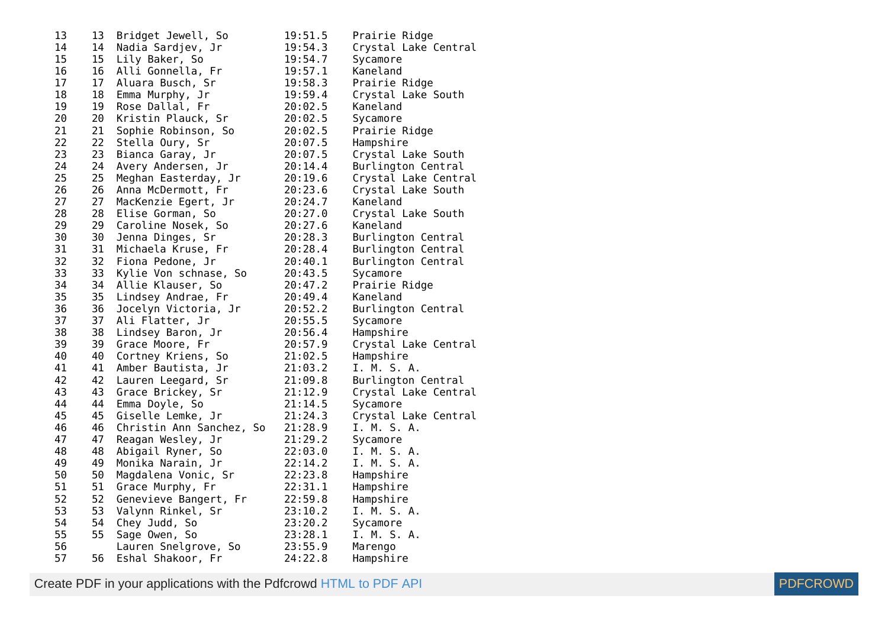```
13    13  Bridget Jewell, So        19:51.5    Prairie Ridge
14    14  Nadia Sardjev, Jr         19:54.3    Crystal Lake Central
15    15  Lily Baker, So            19:54.7    Sycamore
16    16  Alli Gonnella, Fr         19:57.1    Kaneland
17    17  Aluara Busch, Sr          19:58.3    Prairie Ridge
18    18  Emma Murphy, Jr           19:59.4    Crystal Lake South
19    19  Rose Dallal, Fr           20:02.5    Kaneland
20    20  Kristin Plauck, Sr        20:02.5    Sycamore
21    21  Sophie Robinson, So       20:02.5    Prairie Ridge
22    22  Stella Oury, Sr           20:07.5    Hampshire
23    23  Bianca Garay, Jr          20:07.5    Crystal Lake South
24    24  Avery Andersen, Jr        20:14.4    Burlington Central
25    25  Meghan Easterday, Jr      20:19.6    Crystal Lake Central
26    26  Anna McDermott, Fr        20:23.6    Crystal Lake South
27    27  MacKenzie Egert, Jr       20:24.7    Kaneland
28    28  Elise Gorman, So          20:27.0    Crystal Lake South
29    29  Caroline Nosek, So        20:27.6    Kaneland
30    30  Jenna Dinges, Sr          20:28.3    Burlington Central
31    31  Michaela Kruse, Fr        20:28.4    Burlington Central
32    32  Fiona Pedone, Jr          20:40.1    Burlington Central
33    33  Kylie Von schnase, So     20:43.5    Sycamore
34    34  Allie Klauser, So         20:47.2    Prairie Ridge
35    35  Lindsey Andrae, Fr        20:49.4    Kaneland
36    36  Jocelyn Victoria, Jr      20:52.2    Burlington Central
37    37  Ali Flatter, Jr           20:55.5    Sycamore
38    38  Lindsey Baron, Jr         20:56.4    Hampshire
39    39  Grace Moore, Fr           20:57.9    Crystal Lake Central
40    40  Cortney Kriens, So        21:02.5    Hampshire
41    41  Amber Bautista, Jr        21:03.2    I. M. S. A.
42    42  Lauren Leegard, Sr        21:09.8    Burlington Central
43    43  Grace Brickey, Sr         21:12.9    Crystal Lake Central
44    44  Emma Doyle, So            21:14.5    Sycamore
45    45  Giselle Lemke, Jr         21:24.3    Crystal Lake Central
46    46  Christin Ann Sanchez, So  21:28.9    I. M. S. A.
47    47  Reagan Wesley, Jr         21:29.2    Sycamore
48    48  Abigail Ryner, So         22:03.0    I. M. S. A.
49    49  Monika Narain, Jr         22:14.2    I. M. S. A.
50    50  Magdalena Vonic, Sr       22:23.8    Hampshire
51    51  Grace Murphy, Fr          22:31.1    Hampshire
52    52  Genevieve Bangert, Fr     22:59.8    Hampshire
53    53  Valynn Rinkel, Sr         23:10.2    I. M. S. A.
54    54  Chey Judd, So             23:20.2    Sycamore
55    55  Sage Owen, So             23:28.1    I. M. S. A.
56        Lauren Snelgrove, So      23:55.9    Marengo
57    56  Eshal Shakoor, Fr         24:22.8    Hampshire
```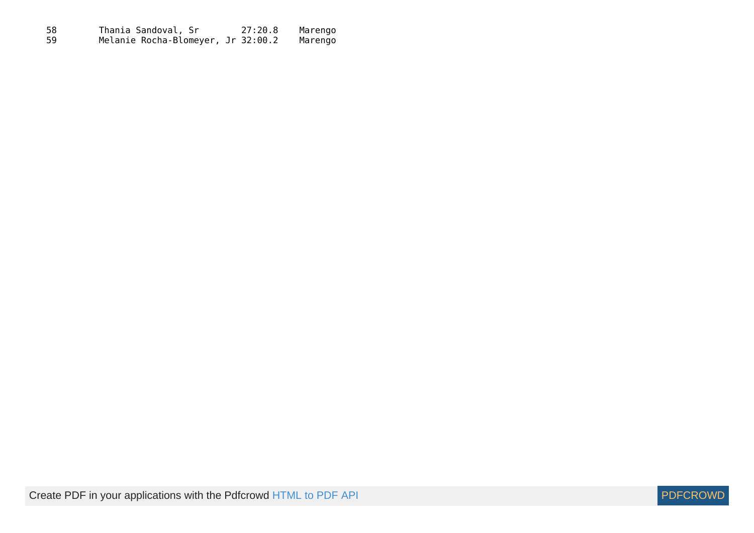| | | | |
|---|---|---|---|
| 58 | Thania Sandoval, Sr | 27:20.8 | Marengo |
| 59 | Melanie Rocha-Blomeyer, Jr | 32:00.2 | Marengo |